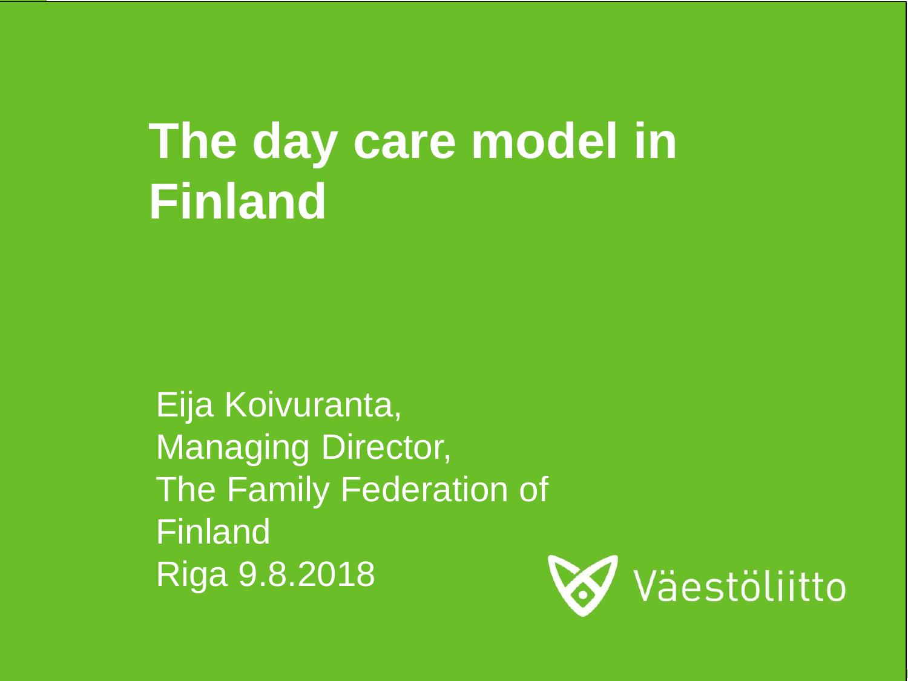# The day care model in Finland

Eija Koivuranta,
Managing Director,
The Family Federation of Finland
Riga 9.8.2018

Väestöliitto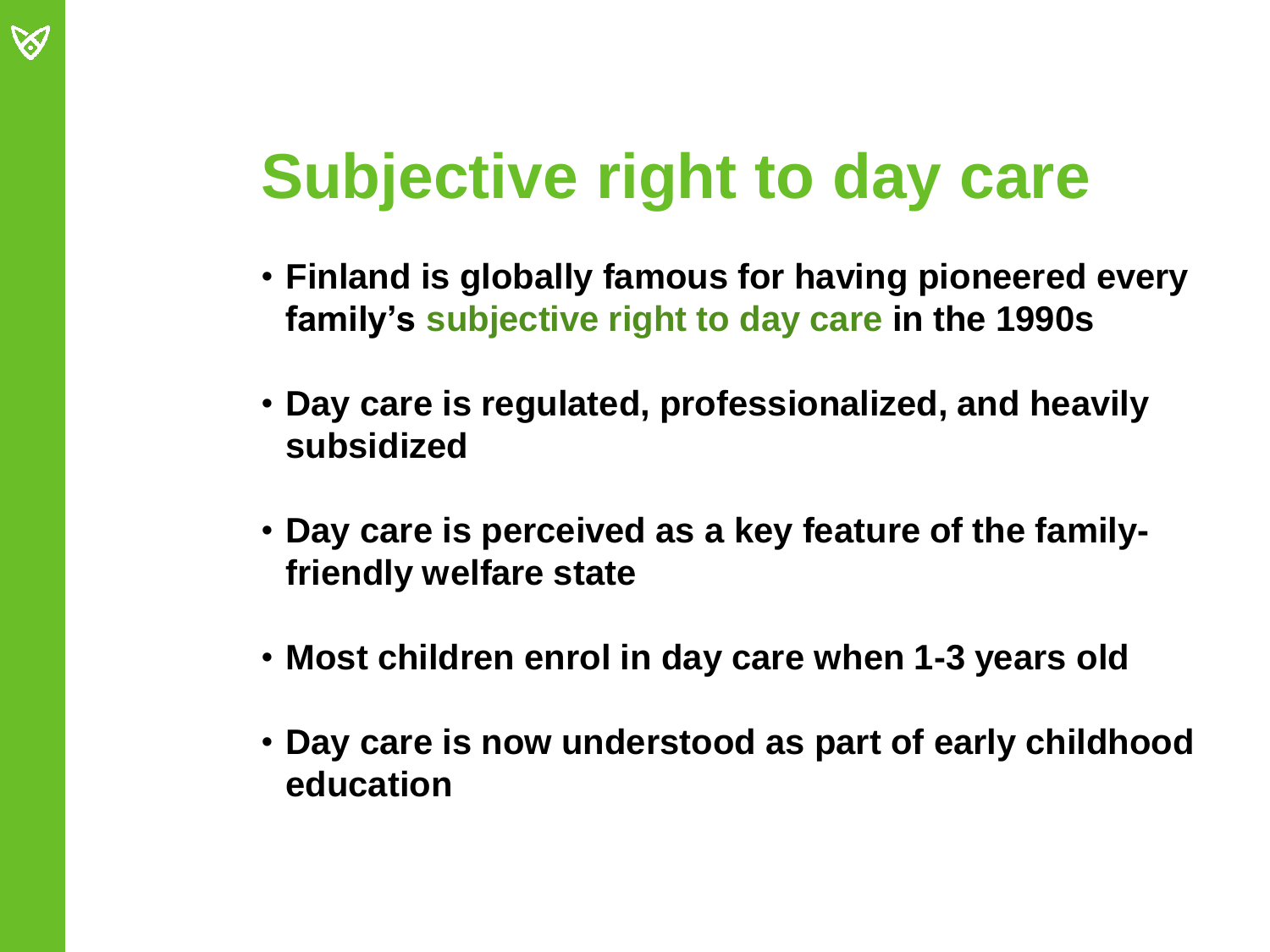# Subjective right to day care

- **Finland is globally famous for having pioneered every family's subjective right to day care in the 1990s**
- **Day care is regulated, professionalized, and heavily subsidized**
- **Day care is perceived as a key feature of the family-friendly welfare state**
- **Most children enrol in day care when 1-3 years old**
- **Day care is now understood as part of early childhood education**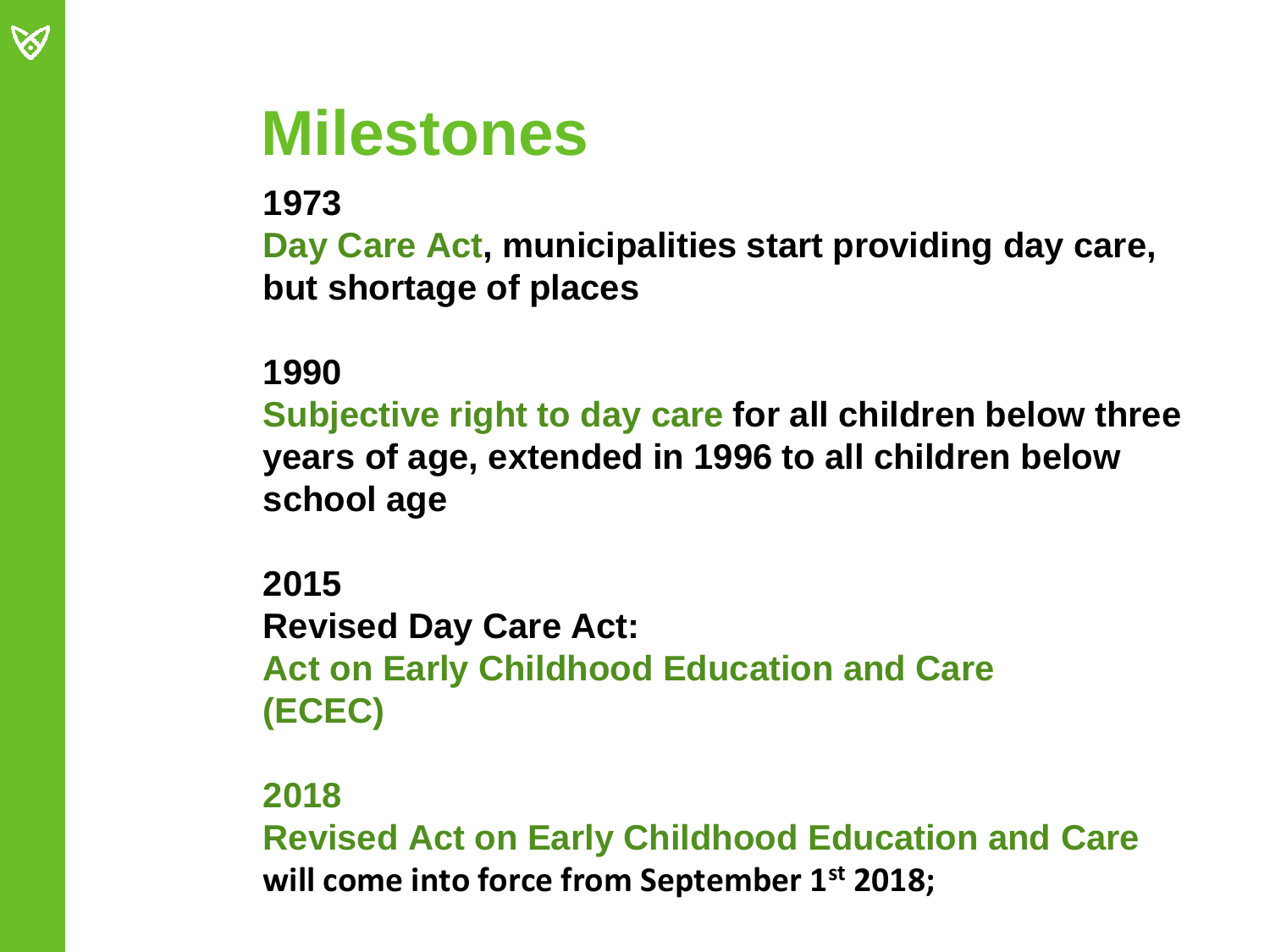# Milestones

**1973**

**Day Care Act, municipalities start providing day care, but shortage of places**

**1990**

**Subjective right to day care for all children below three years of age, extended in 1996 to all children below school age**

**2015**

**Revised Day Care Act:**

**Act on Early Childhood Education and Care (ECEC)**

**2018**

**Revised Act on Early Childhood Education and Care will come into force from September 1st 2018;**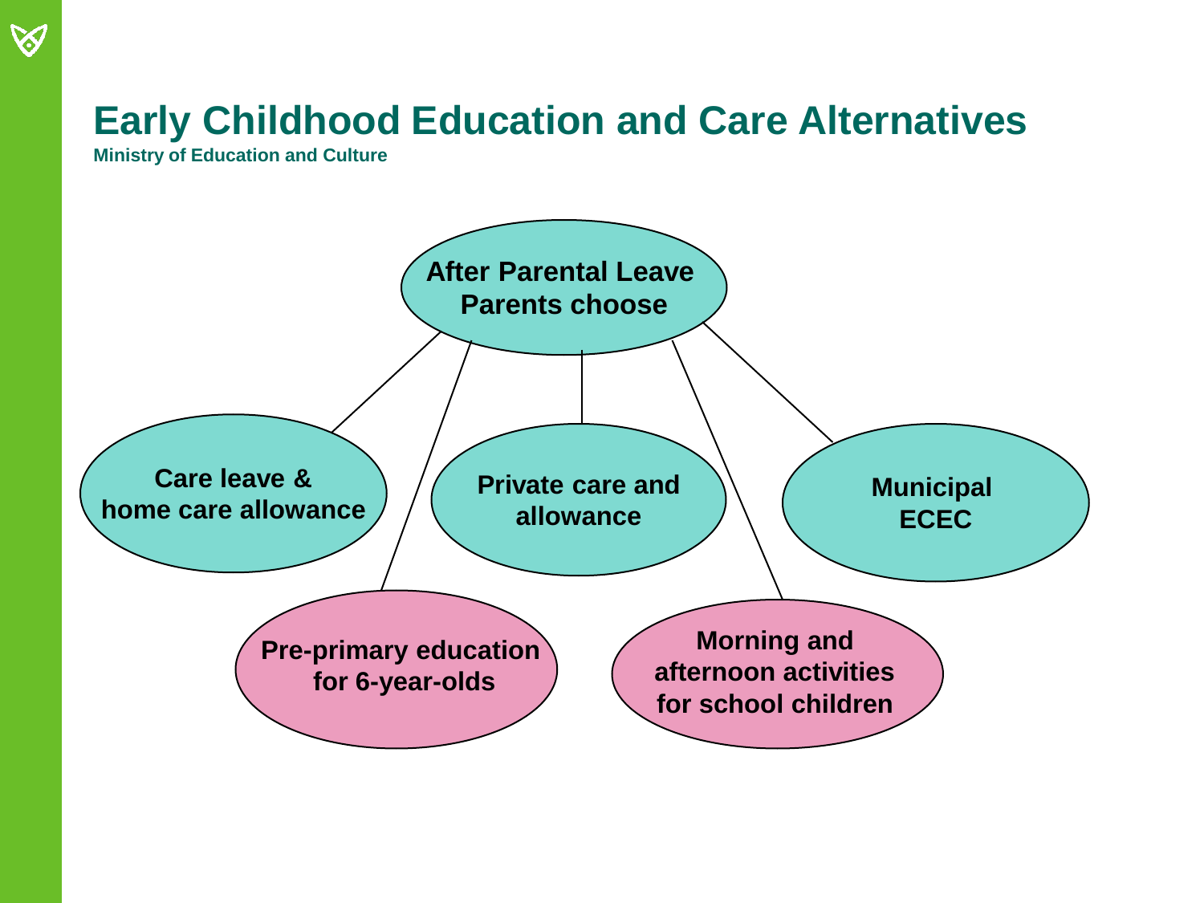# Early Childhood Education and Care Alternatives

**Ministry of Education and Culture**

**After Parental Leave Parents choose**

- **Care leave & home care allowance**
- **Pre-primary education for 6-year-olds**
- **Private care and allowance**
- **Morning and afternoon activities for school children**
- **Municipal ECEC**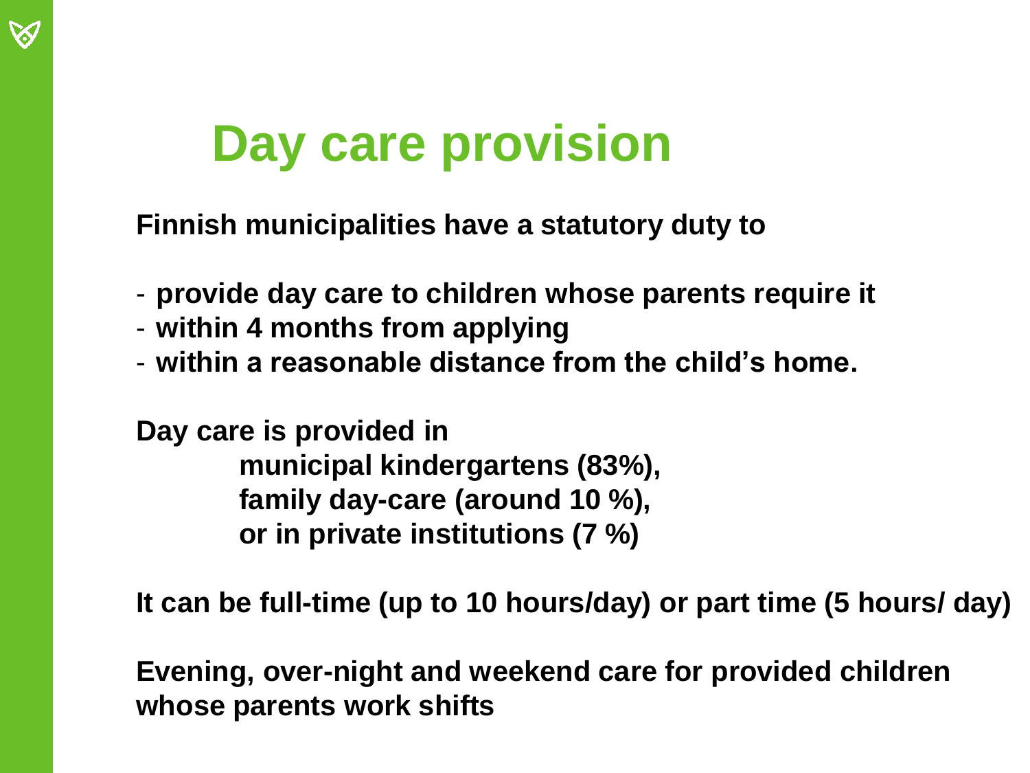# Day care provision

**Finnish municipalities have a statutory duty to**

- **provide day care to children whose parents require it**
- **within 4 months from applying**
- **within a reasonable distance from the child's home.**

**Day care is provided in**
**municipal kindergartens (83%),**
**family day-care (around 10 %),**
**or in private institutions (7 %)**

**It can be full-time (up to 10 hours/day) or part time (5 hours/ day)**

**Evening, over-night and weekend care for provided children whose parents work shifts**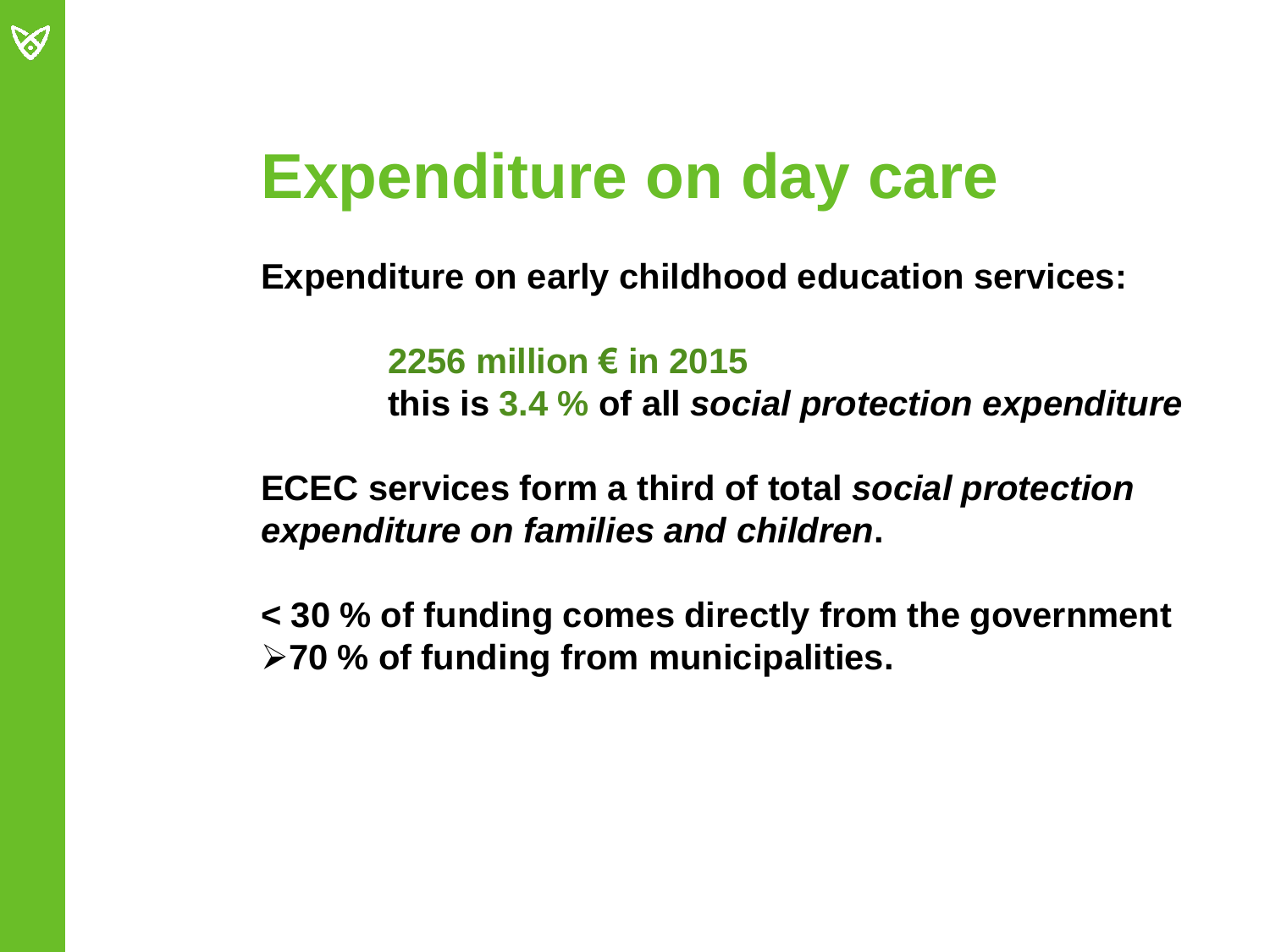# Expenditure on day care

**Expenditure on early childhood education services:**

> **2256 million € in 2015**
> **this is 3.4 % of all *social protection expenditure***

**ECEC services form a third of total *social protection expenditure on families and children*.**

**< 30 % of funding comes directly from the government**
**➢70 % of funding from municipalities.**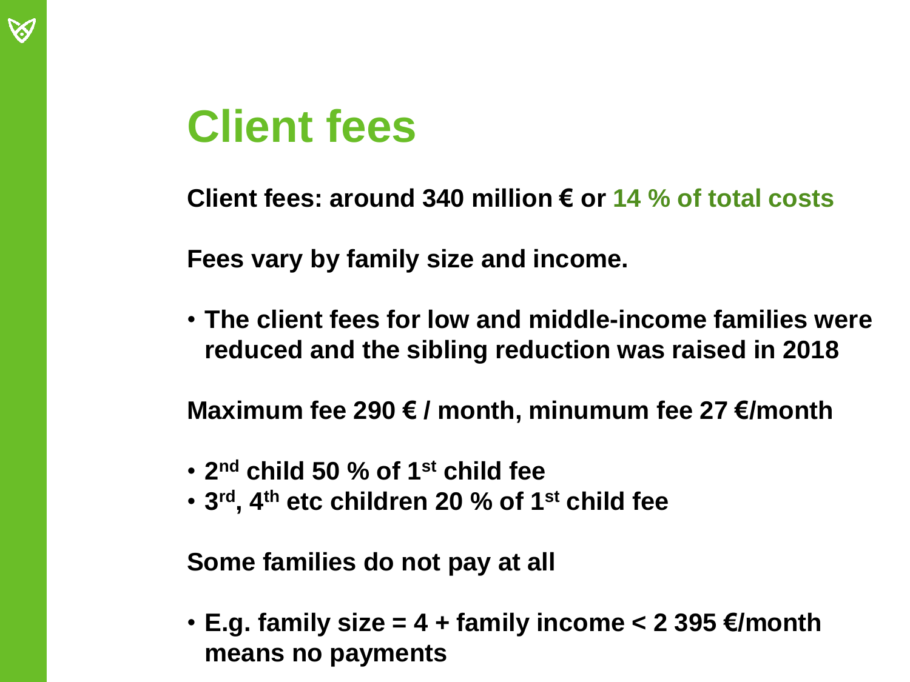# Client fees

**Client fees: around 340 million € or 14 % of total costs**

**Fees vary by family size and income.**

- **The client fees for low and middle-income families were reduced and the sibling reduction was raised in 2018**

**Maximum fee 290 € / month, minumum fee 27 €/month**

- **2nd child 50 % of 1st child fee**
- **3rd, 4th etc children 20 % of 1st child fee**

**Some families do not pay at all**

- **E.g. family size = 4 + family income < 2 395 €/month means no payments**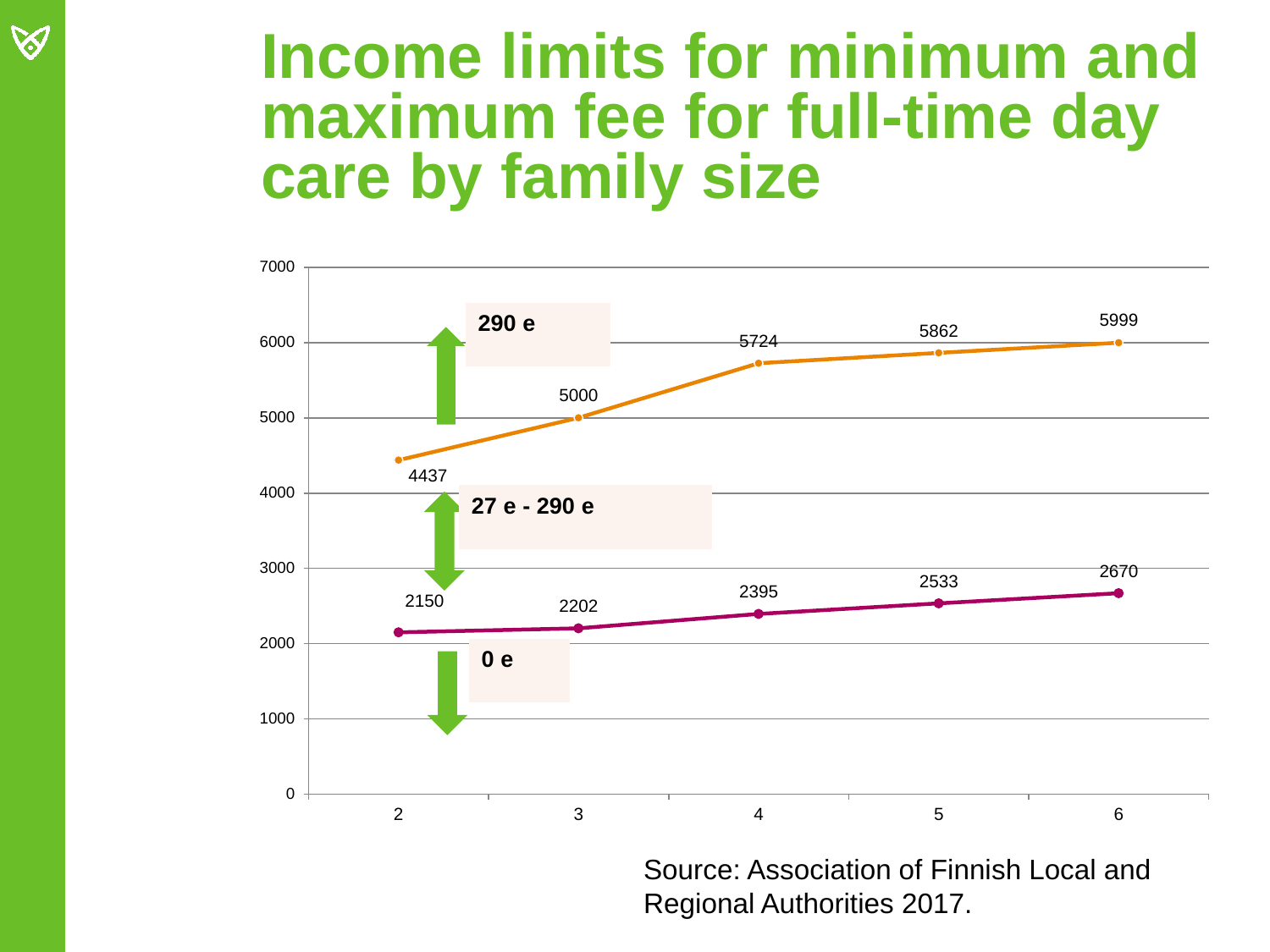# Income limits for minimum and maximum fee for full-time day care by family size

| Family size | 2 | 3 | 4 | 5 | 6 |
|---|---|---|---|---|---|
| Income limit for maximum fee | 4437 | 5000 | 5724 | 5862 | 5999 |
| Income limit for minimum fee | 2150 | 2202 | 2395 | 2533 | 2670 |

**290 e**

**27 e - 290 e**

**0 e**

Source: Association of Finnish Local and Regional Authorities 2017.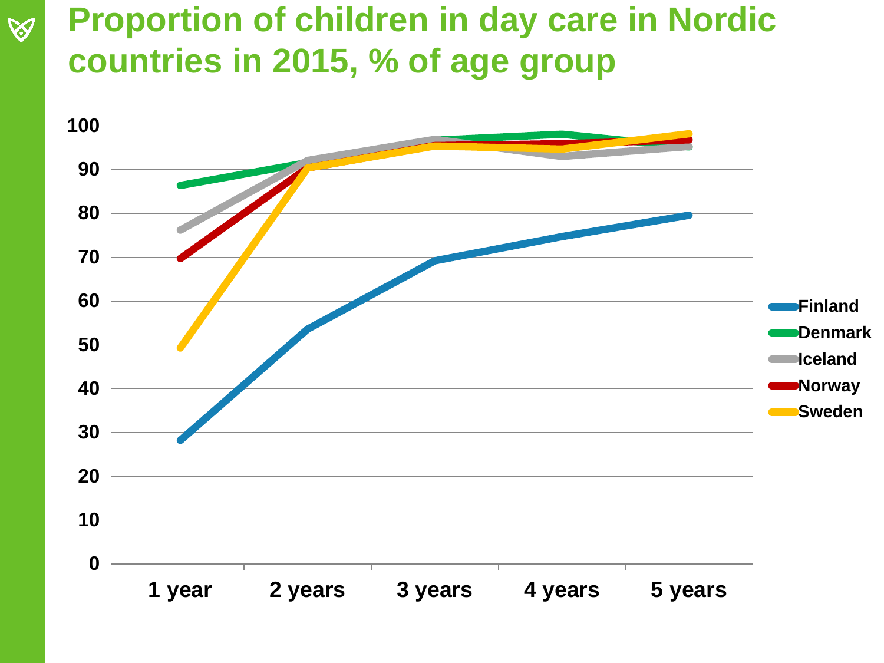# Proportion of children in day care in Nordic countries in 2015, % of age group

Legend: Finland, Denmark, Iceland, Norway, Sweden

Y-axis: 0, 10, 20, 30, 40, 50, 60, 70, 80, 90, 100

X-axis: 1 year, 2 years, 3 years, 4 years, 5 years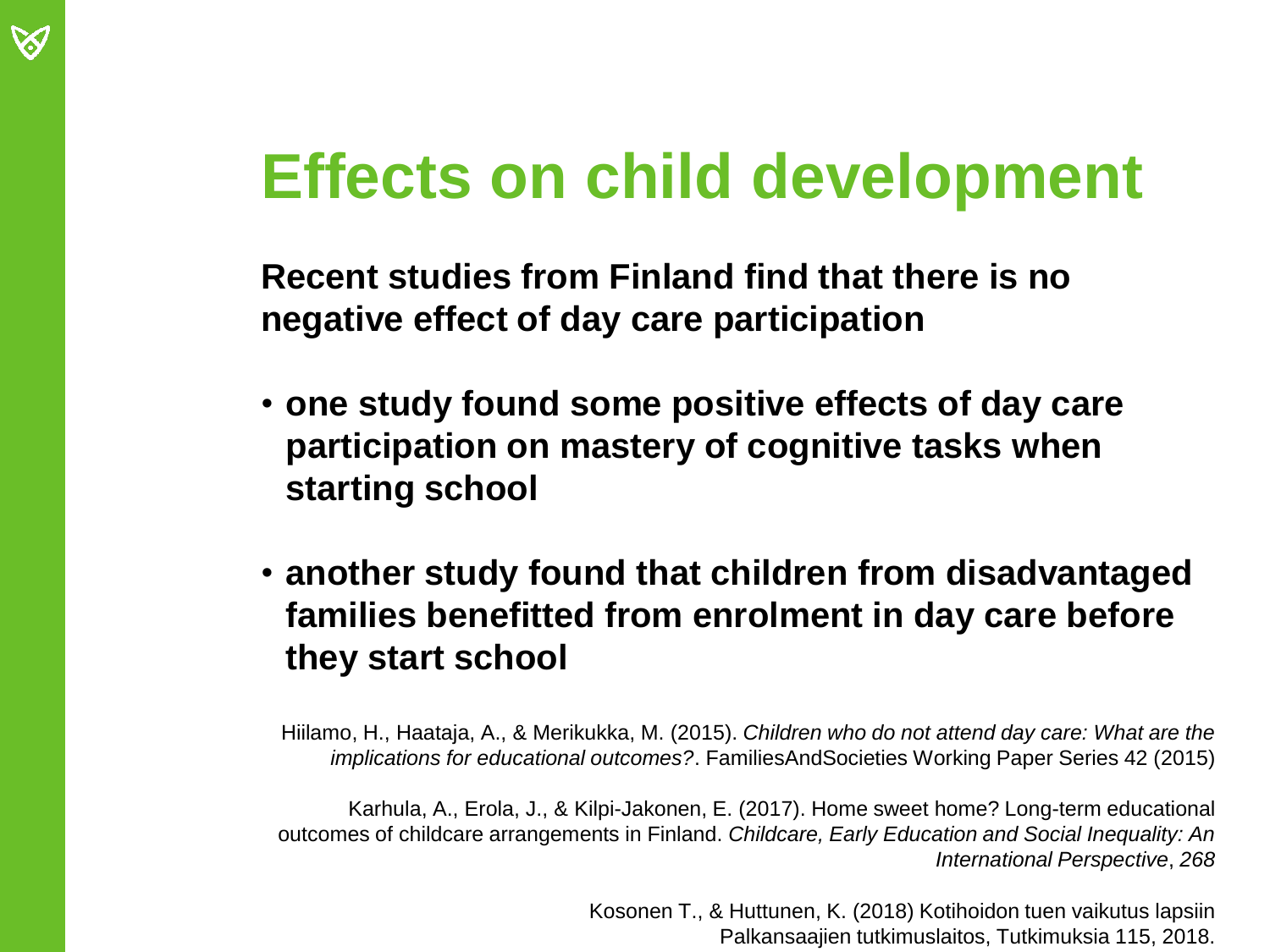# Effects on child development

**Recent studies from Finland find that there is no negative effect of day care participation**

- **one study found some positive effects of day care participation on mastery of cognitive tasks when starting school**
- **another study found that children from disadvantaged families benefitted from enrolment in day care before they start school**

Hiilamo, H., Haataja, A., & Merikukka, M. (2015). *Children who do not attend day care: What are the implications for educational outcomes?*. FamiliesAndSocieties Working Paper Series 42 (2015)

Karhula, A., Erola, J., & Kilpi-Jakonen, E. (2017). Home sweet home? Long-term educational outcomes of childcare arrangements in Finland. *Childcare, Early Education and Social Inequality: An International Perspective*, *268*

Kosonen T., & Huttunen, K. (2018) Kotihoidon tuen vaikutus lapsiin Palkansaajien tutkimuslaitos, Tutkimuksia 115, 2018.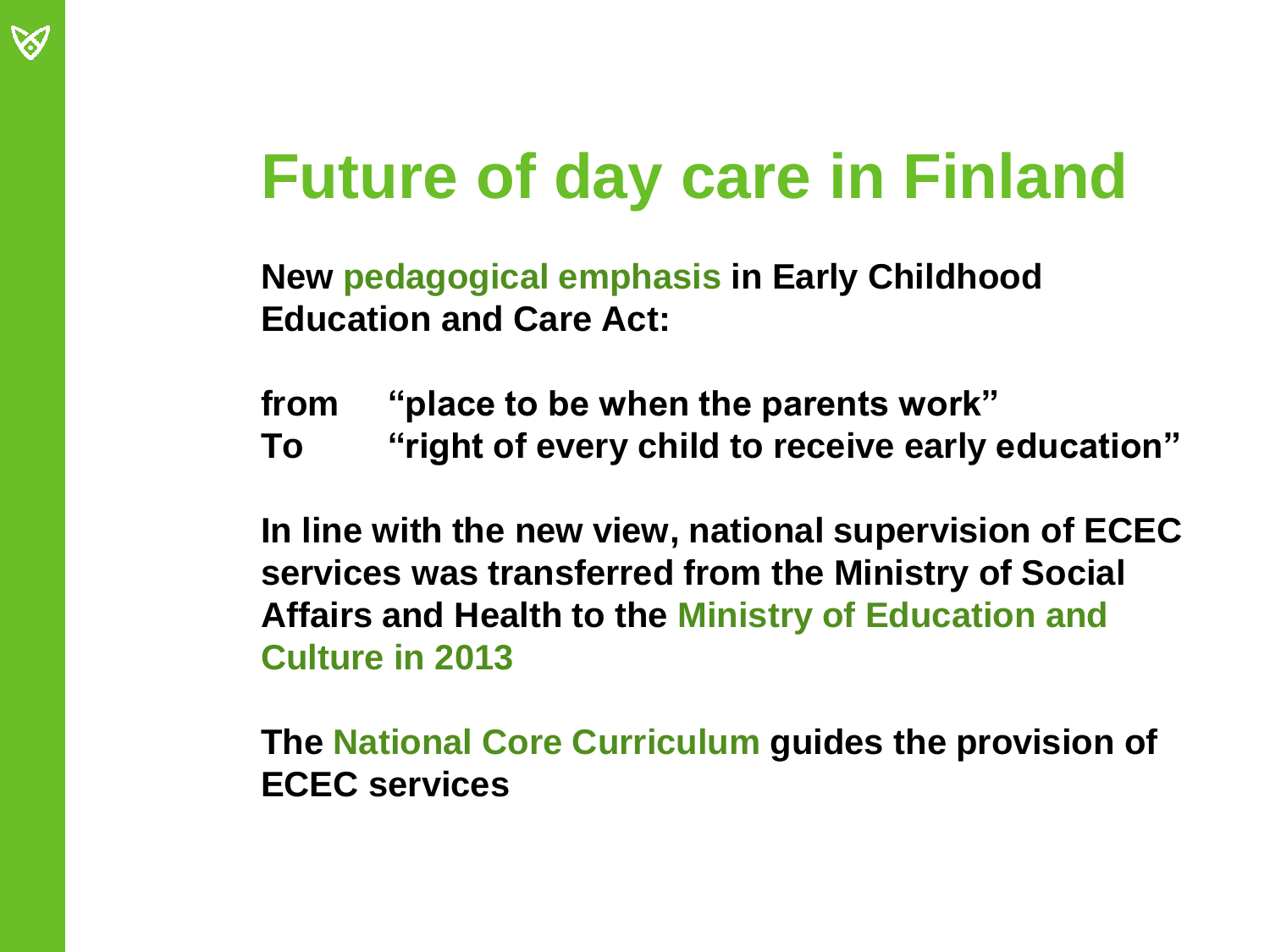# Future of day care in Finland

**New pedagogical emphasis in Early Childhood Education and Care Act:**

**from “place to be when the parents work”**
**To “right of every child to receive early education”**

**In line with the new view, national supervision of ECEC services was transferred from the Ministry of Social Affairs and Health to the Ministry of Education and Culture in 2013**

**The National Core Curriculum guides the provision of ECEC services**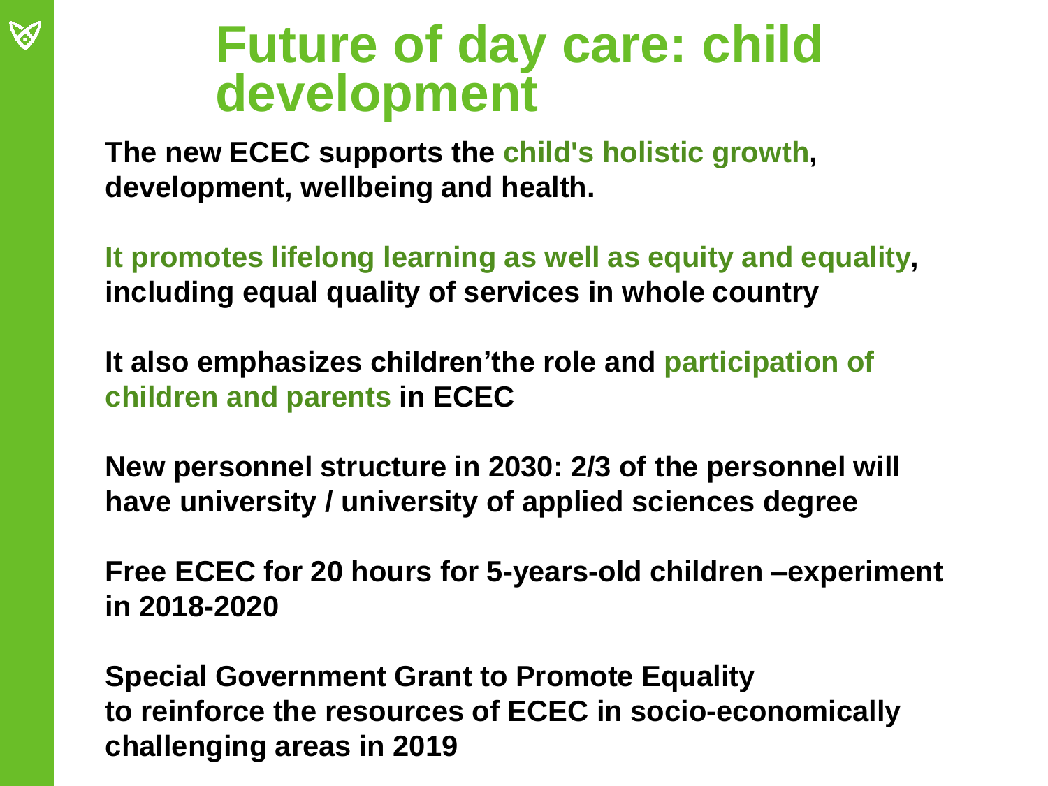# Future of day care: child development

**The new ECEC supports the child's holistic growth, development, wellbeing and health.**

**It promotes lifelong learning as well as equity and equality, including equal quality of services in whole country**

**It also emphasizes children'the role and participation of children and parents in ECEC**

**New personnel structure in 2030: 2/3 of the personnel will have university / university of applied sciences degree**

**Free ECEC for 20 hours for 5-years-old children –experiment in 2018-2020**

**Special Government Grant to Promote Equality to reinforce the resources of ECEC in socio-economically challenging areas in 2019**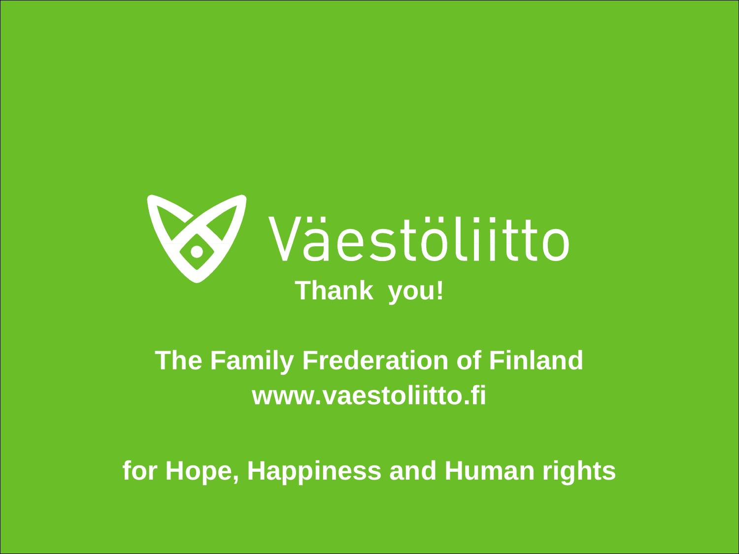Väestöliitto

**Thank you!**

**The Family Frederation of Finland**
**www.vaestoliitto.fi**

**for Hope, Happiness and Human rights**